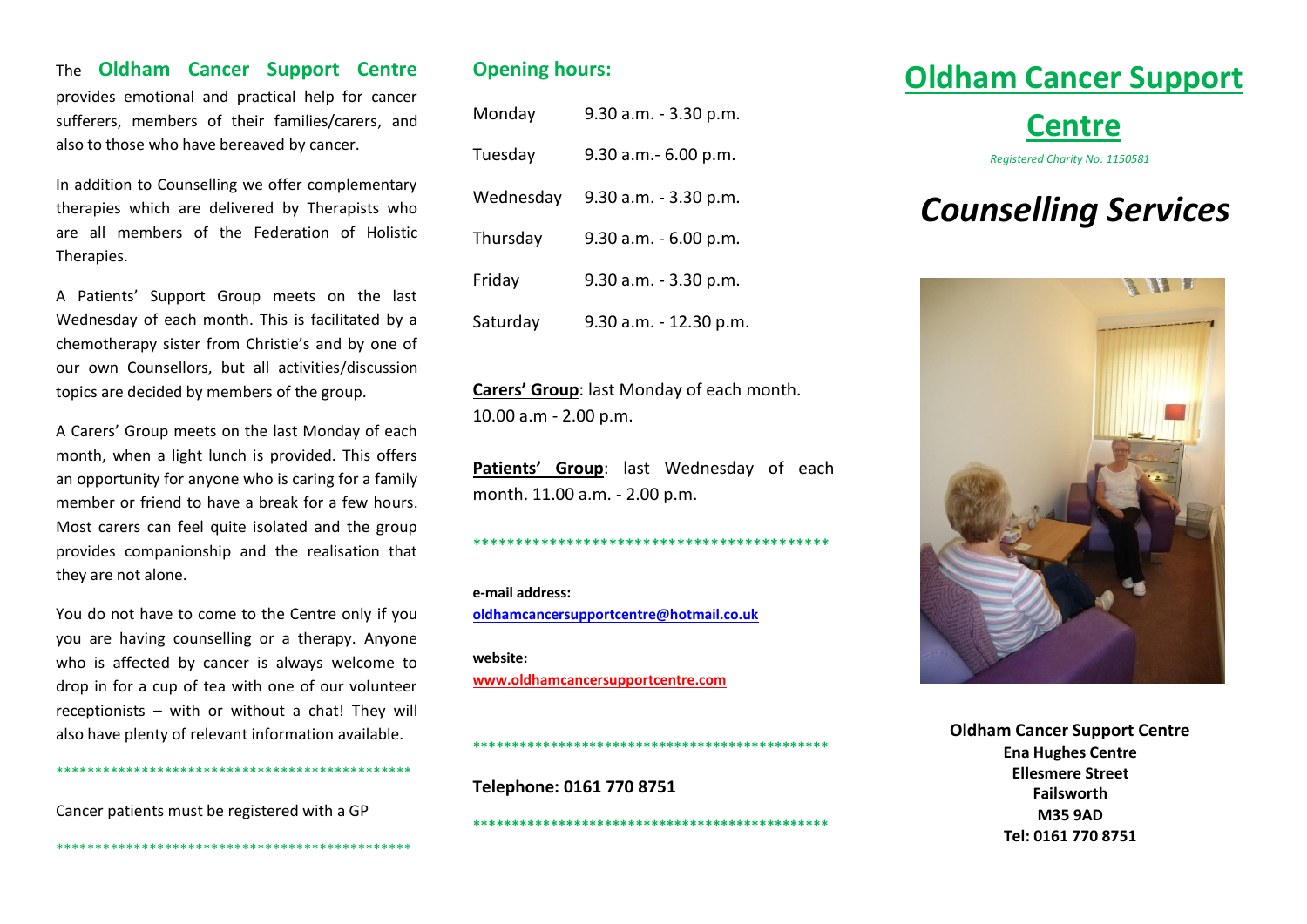The **Oldham Cancer Support Centre** provides emotional and practical help for cancer sufferers, members of their families/carers, and also to those who have bereaved by cancer.

In addition to Counselling we offer complementary therapies which are delivered by Therapists who are all members of the Federation of Holistic Therapies.

A Patients' Support Group meets on the last Wednesday of each month. This is facilitated by a chemotherapy sister from Christie's and by one of our own Counsellors, but all activities/discussion topics are decided by members of the group.

A Carers' Group meets on the last Monday of each month, when a light lunch is provided. This offers an opportunity for anyone who is caring for a family member or friend to have a break for a few hours. Most carers can feel quite isolated and the group provides companionship and the realisation that they are not alone.

You do not have to come to the Centre only if you you are having counselling or a therapy. Anyone who is affected by cancer is always welcome to drop in for a cup of tea with one of our volunteer receptionists – with or without a chat! They will also have plenty of relevant information available.

***********************************************

Cancer patients must be registered with a GP

***********************************************

## Opening hours:

| | |
|---|---|
| Monday | 9.30 a.m. - 3.30 p.m. |
| Tuesday | 9.30 a.m.- 6.00 p.m. |
| Wednesday | 9.30 a.m. - 3.30 p.m. |
| Thursday | 9.30 a.m. - 6.00 p.m. |
| Friday | 9.30 a.m. - 3.30 p.m. |
| Saturday | 9.30 a.m. - 12.30 p.m. |

**Carers' Group**: last Monday of each month. 10.00 a.m - 2.00 p.m.

**Patients' Group**: last Wednesday of each month. 11.00 a.m. - 2.00 p.m.

***********************************************

**e-mail address:**
oldhamcancersupportcentre@hotmail.co.uk

**website:**
www.oldhamcancersupportcentre.com

***********************************************

**Telephone: 0161 770 8751**

***********************************************

# Oldham Cancer Support Centre

*Registered Charity No: 1150581*

# *Counselling Services*

**Oldham Cancer Support Centre**
**Ena Hughes Centre**
**Ellesmere Street**
**Failsworth**
**M35 9AD**
**Tel: 0161 770 8751**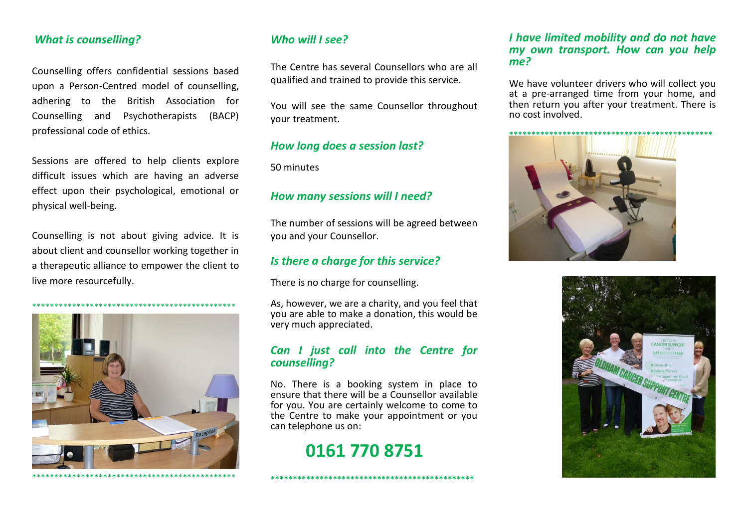## *What is counselling?*

Counselling offers confidential sessions based upon a Person-Centred model of counselling, adhering to the British Association for Counselling and Psychotherapists (BACP) professional code of ethics.

Sessions are offered to help clients explore difficult issues which are having an adverse effect upon their psychological, emotional or physical well-being.

Counselling is not about giving advice. It is about client and counsellor working together in a therapeutic alliance to empower the client to live more resourcefully.

***********************************************

***********************************************

## *Who will I see?*

The Centre has several Counsellors who are all qualified and trained to provide this service.

You will see the same Counsellor throughout your treatment.

## *How long does a session last?*

50 minutes

## *How many sessions will I need?*

The number of sessions will be agreed between you and your Counsellor.

## *Is there a charge for this service?*

There is no charge for counselling.

As, however, we are a charity, and you feel that you are able to make a donation, this would be very much appreciated.

## *Can I just call into the Centre for counselling?*

No. There is a booking system in place to ensure that there will be a Counsellor available for you. You are certainly welcome to come to the Centre to make your appointment or you can telephone us on:

# 0161 770 8751

***********************************************

## *I have limited mobility and do not have my own transport. How can you help me?*

We have volunteer drivers who will collect you at a pre-arranged time from your home, and then return you after your treatment. There is no cost involved.

***********************************************